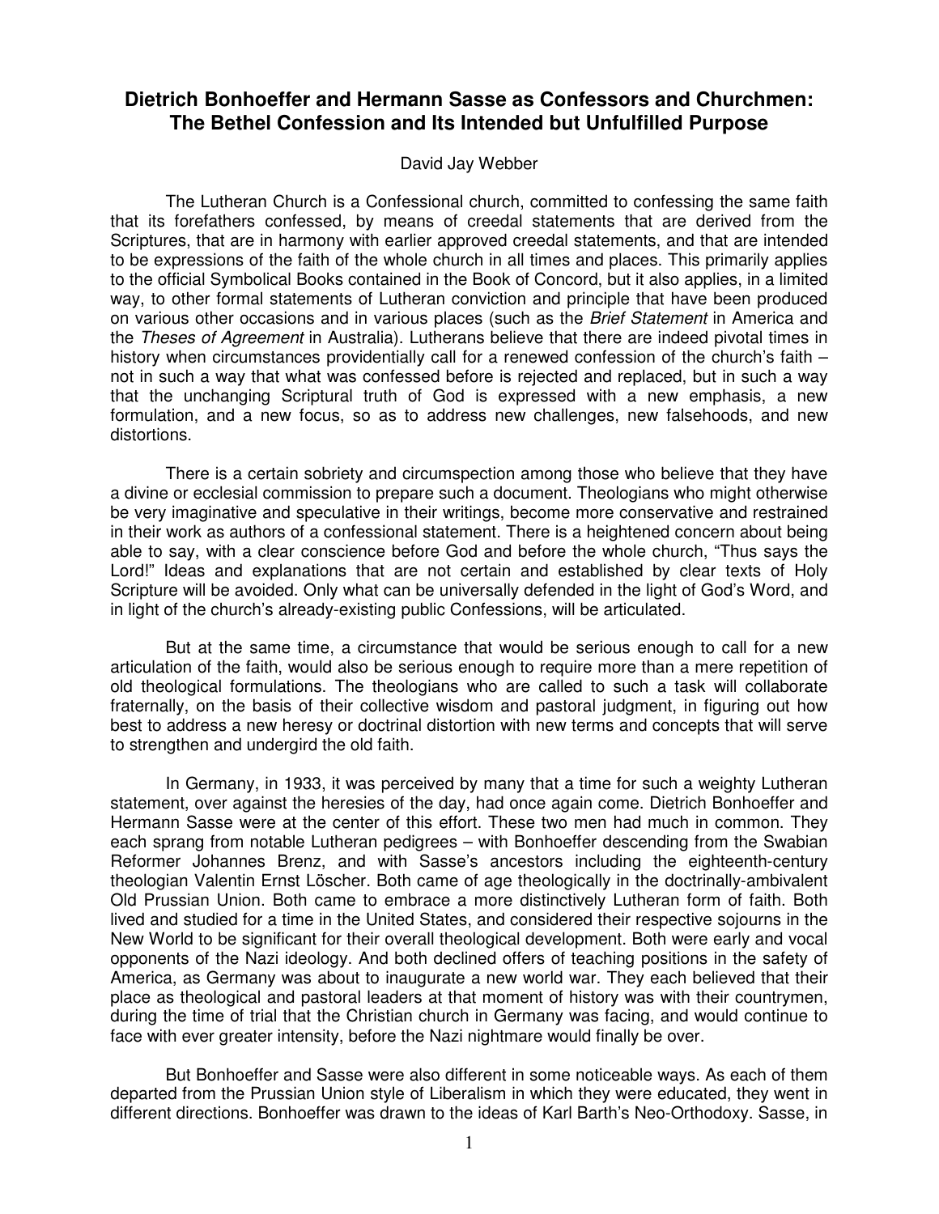# Dietrich Bonhoeffer and Hermann Sasse as Confessors and Churchmen: The Bethel Confession and Its Intended but Unfulfilled Purpose

David Jay Webber

The Lutheran Church is a Confessional church, committed to confessing the same faith that its forefathers confessed, by means of creedal statements that are derived from the Scriptures, that are in harmony with earlier approved creedal statements, and that are intended to be expressions of the faith of the whole church in all times and places. This primarily applies to the official Symbolical Books contained in the Book of Concord, but it also applies, in a limited way, to other formal statements of Lutheran conviction and principle that have been produced on various other occasions and in various places (such as the *Brief Statement* in America and the *Theses of Agreement* in Australia). Lutherans believe that there are indeed pivotal times in history when circumstances providentially call for a renewed confession of the church's faith – not in such a way that what was confessed before is rejected and replaced, but in such a way that the unchanging Scriptural truth of God is expressed with a new emphasis, a new formulation, and a new focus, so as to address new challenges, new falsehoods, and new distortions.

There is a certain sobriety and circumspection among those who believe that they have a divine or ecclesial commission to prepare such a document. Theologians who might otherwise be very imaginative and speculative in their writings, become more conservative and restrained in their work as authors of a confessional statement. There is a heightened concern about being able to say, with a clear conscience before God and before the whole church, "Thus says the Lord!" Ideas and explanations that are not certain and established by clear texts of Holy Scripture will be avoided. Only what can be universally defended in the light of God's Word, and in light of the church's already-existing public Confessions, will be articulated.

But at the same time, a circumstance that would be serious enough to call for a new articulation of the faith, would also be serious enough to require more than a mere repetition of old theological formulations. The theologians who are called to such a task will collaborate fraternally, on the basis of their collective wisdom and pastoral judgment, in figuring out how best to address a new heresy or doctrinal distortion with new terms and concepts that will serve to strengthen and undergird the old faith.

In Germany, in 1933, it was perceived by many that a time for such a weighty Lutheran statement, over against the heresies of the day, had once again come. Dietrich Bonhoeffer and Hermann Sasse were at the center of this effort. These two men had much in common. They each sprang from notable Lutheran pedigrees – with Bonhoeffer descending from the Swabian Reformer Johannes Brenz, and with Sasse's ancestors including the eighteenth-century theologian Valentin Ernst Löscher. Both came of age theologically in the doctrinally-ambivalent Old Prussian Union. Both came to embrace a more distinctively Lutheran form of faith. Both lived and studied for a time in the United States, and considered their respective sojourns in the New World to be significant for their overall theological development. Both were early and vocal opponents of the Nazi ideology. And both declined offers of teaching positions in the safety of America, as Germany was about to inaugurate a new world war. They each believed that their place as theological and pastoral leaders at that moment of history was with their countrymen, during the time of trial that the Christian church in Germany was facing, and would continue to face with ever greater intensity, before the Nazi nightmare would finally be over.

But Bonhoeffer and Sasse were also different in some noticeable ways. As each of them departed from the Prussian Union style of Liberalism in which they were educated, they went in different directions. Bonhoeffer was drawn to the ideas of Karl Barth's Neo-Orthodoxy. Sasse, in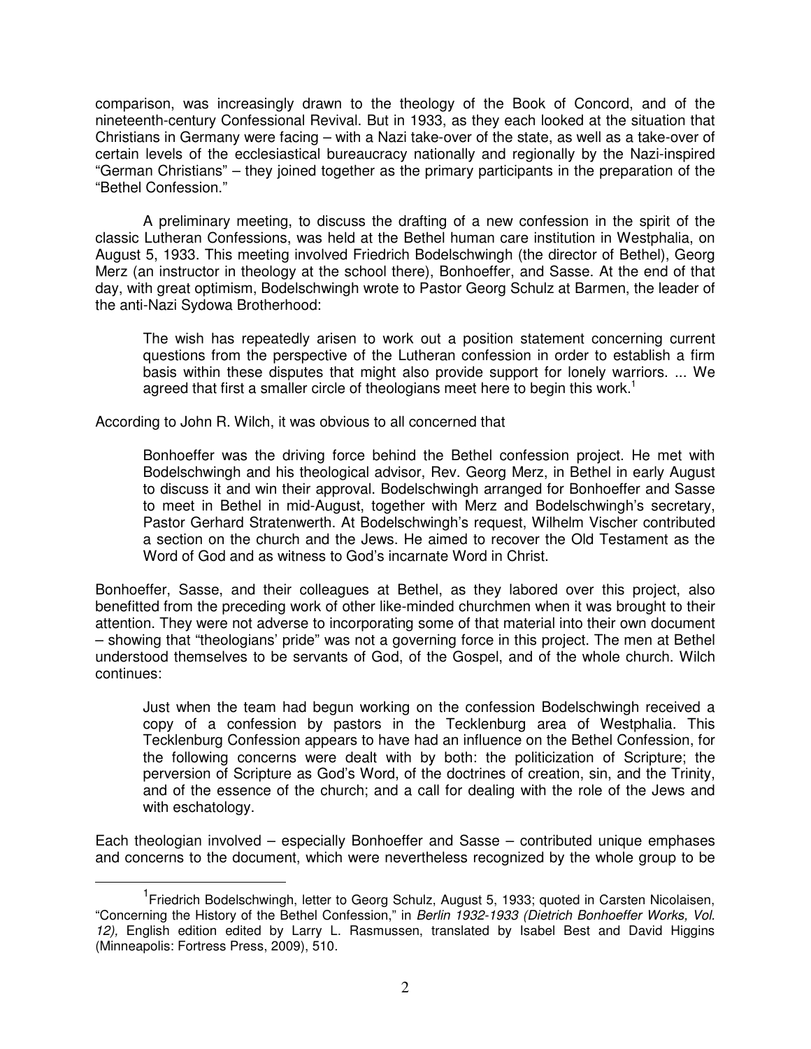comparison, was increasingly drawn to the theology of the Book of Concord, and of the nineteenth-century Confessional Revival. But in 1933, as they each looked at the situation that Christians in Germany were facing – with a Nazi take-over of the state, as well as a take-over of certain levels of the ecclesiastical bureaucracy nationally and regionally by the Nazi-inspired "German Christians" – they joined together as the primary participants in the preparation of the "Bethel Confession."

A preliminary meeting, to discuss the drafting of a new confession in the spirit of the classic Lutheran Confessions, was held at the Bethel human care institution in Westphalia, on August 5, 1933. This meeting involved Friedrich Bodelschwingh (the director of Bethel), Georg Merz (an instructor in theology at the school there), Bonhoeffer, and Sasse. At the end of that day, with great optimism, Bodelschwingh wrote to Pastor Georg Schulz at Barmen, the leader of the anti-Nazi Sydowa Brotherhood:

> The wish has repeatedly arisen to work out a position statement concerning current questions from the perspective of the Lutheran confession in order to establish a firm basis within these disputes that might also provide support for lonely warriors. ... We agreed that first a smaller circle of theologians meet here to begin this work.[1]

According to John R. Wilch, it was obvious to all concerned that

> Bonhoeffer was the driving force behind the Bethel confession project. He met with Bodelschwingh and his theological advisor, Rev. Georg Merz, in Bethel in early August to discuss it and win their approval. Bodelschwingh arranged for Bonhoeffer and Sasse to meet in Bethel in mid-August, together with Merz and Bodelschwingh's secretary, Pastor Gerhard Stratenwerth. At Bodelschwingh's request, Wilhelm Vischer contributed a section on the church and the Jews. He aimed to recover the Old Testament as the Word of God and as witness to God's incarnate Word in Christ.

Bonhoeffer, Sasse, and their colleagues at Bethel, as they labored over this project, also benefitted from the preceding work of other like-minded churchmen when it was brought to their attention. They were not adverse to incorporating some of that material into their own document – showing that "theologians' pride" was not a governing force in this project. The men at Bethel understood themselves to be servants of God, of the Gospel, and of the whole church. Wilch continues:

> Just when the team had begun working on the confession Bodelschwingh received a copy of a confession by pastors in the Tecklenburg area of Westphalia. This Tecklenburg Confession appears to have had an influence on the Bethel Confession, for the following concerns were dealt with by both: the politicization of Scripture; the perversion of Scripture as God's Word, of the doctrines of creation, sin, and the Trinity, and of the essence of the church; and a call for dealing with the role of the Jews and with eschatology.

Each theologian involved – especially Bonhoeffer and Sasse – contributed unique emphases and concerns to the document, which were nevertheless recognized by the whole group to be

---

[1] Friedrich Bodelschwingh, letter to Georg Schulz, August 5, 1933; quoted in Carsten Nicolaisen, "Concerning the History of the Bethel Confession," in *Berlin 1932-1933 (Dietrich Bonhoeffer Works, Vol. 12),* English edition edited by Larry L. Rasmussen, translated by Isabel Best and David Higgins (Minneapolis: Fortress Press, 2009), 510.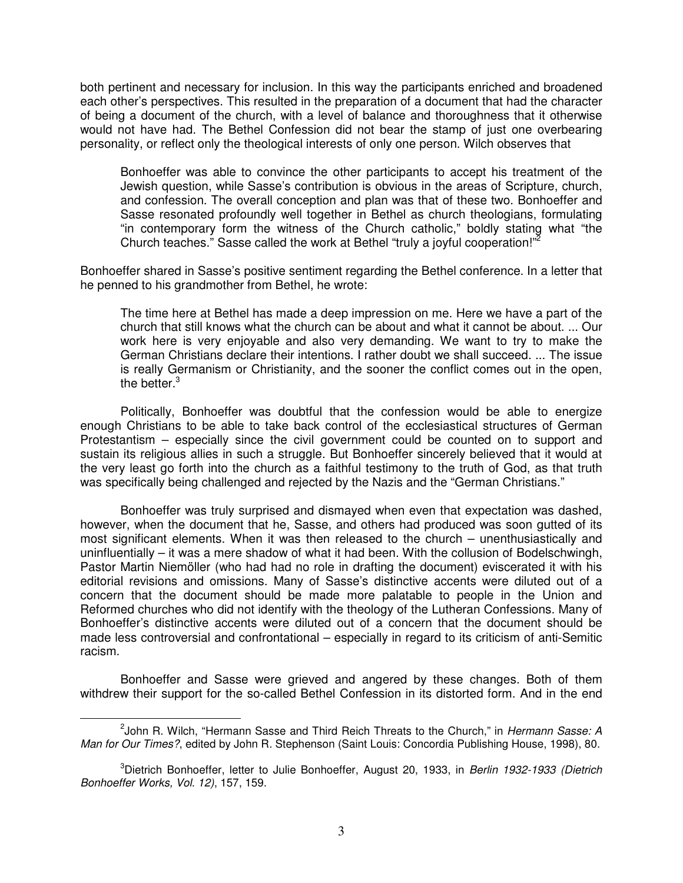both pertinent and necessary for inclusion. In this way the participants enriched and broadened each other's perspectives. This resulted in the preparation of a document that had the character of being a document of the church, with a level of balance and thoroughness that it otherwise would not have had. The Bethel Confession did not bear the stamp of just one overbearing personality, or reflect only the theological interests of only one person. Wilch observes that

> Bonhoeffer was able to convince the other participants to accept his treatment of the Jewish question, while Sasse's contribution is obvious in the areas of Scripture, church, and confession. The overall conception and plan was that of these two. Bonhoeffer and Sasse resonated profoundly well together in Bethel as church theologians, formulating "in contemporary form the witness of the Church catholic," boldly stating what "the Church teaches." Sasse called the work at Bethel "truly a joyful cooperation!"[2]

Bonhoeffer shared in Sasse's positive sentiment regarding the Bethel conference. In a letter that he penned to his grandmother from Bethel, he wrote:

> The time here at Bethel has made a deep impression on me. Here we have a part of the church that still knows what the church can be about and what it cannot be about. ... Our work here is very enjoyable and also very demanding. We want to try to make the German Christians declare their intentions. I rather doubt we shall succeed. ... The issue is really Germanism or Christianity, and the sooner the conflict comes out in the open, the better.[3]

Politically, Bonhoeffer was doubtful that the confession would be able to energize enough Christians to be able to take back control of the ecclesiastical structures of German Protestantism – especially since the civil government could be counted on to support and sustain its religious allies in such a struggle. But Bonhoeffer sincerely believed that it would at the very least go forth into the church as a faithful testimony to the truth of God, as that truth was specifically being challenged and rejected by the Nazis and the "German Christians."

Bonhoeffer was truly surprised and dismayed when even that expectation was dashed, however, when the document that he, Sasse, and others had produced was soon gutted of its most significant elements. When it was then released to the church – unenthusiastically and uninfluentially – it was a mere shadow of what it had been. With the collusion of Bodelschwingh, Pastor Martin Niemöller (who had had no role in drafting the document) eviscerated it with his editorial revisions and omissions. Many of Sasse's distinctive accents were diluted out of a concern that the document should be made more palatable to people in the Union and Reformed churches who did not identify with the theology of the Lutheran Confessions. Many of Bonhoeffer's distinctive accents were diluted out of a concern that the document should be made less controversial and confrontational – especially in regard to its criticism of anti-Semitic racism.

Bonhoeffer and Sasse were grieved and angered by these changes. Both of them withdrew their support for the so-called Bethel Confession in its distorted form. And in the end

---

[2] John R. Wilch, "Hermann Sasse and Third Reich Threats to the Church," in *Hermann Sasse: A Man for Our Times?*, edited by John R. Stephenson (Saint Louis: Concordia Publishing House, 1998), 80.

[3] Dietrich Bonhoeffer, letter to Julie Bonhoeffer, August 20, 1933, in *Berlin 1932-1933 (Dietrich Bonhoeffer Works, Vol. 12)*, 157, 159.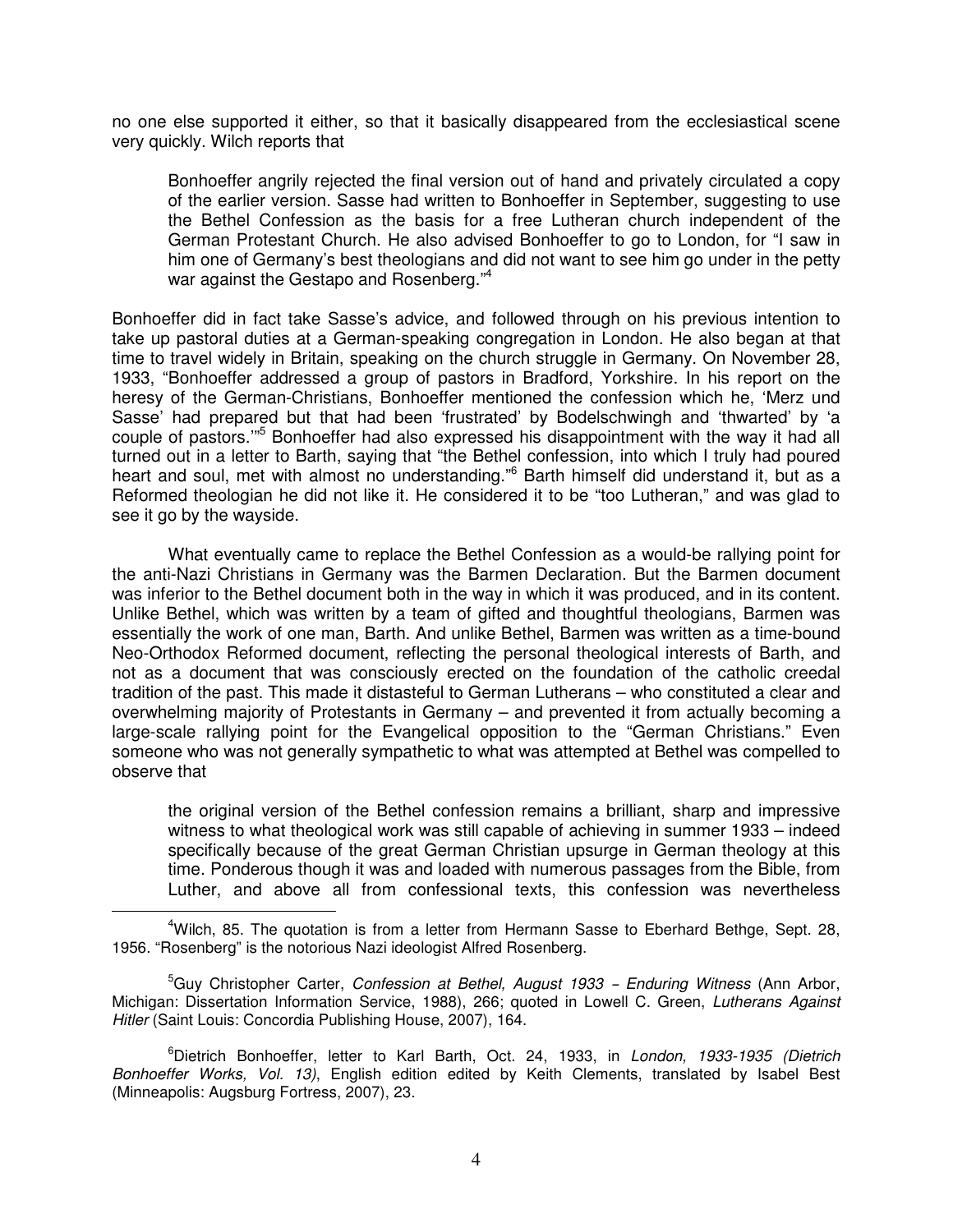no one else supported it either, so that it basically disappeared from the ecclesiastical scene very quickly. Wilch reports that

> Bonhoeffer angrily rejected the final version out of hand and privately circulated a copy of the earlier version. Sasse had written to Bonhoeffer in September, suggesting to use the Bethel Confession as the basis for a free Lutheran church independent of the German Protestant Church. He also advised Bonhoeffer to go to London, for "I saw in him one of Germany's best theologians and did not want to see him go under in the petty war against the Gestapo and Rosenberg."[4]

Bonhoeffer did in fact take Sasse's advice, and followed through on his previous intention to take up pastoral duties at a German-speaking congregation in London. He also began at that time to travel widely in Britain, speaking on the church struggle in Germany. On November 28, 1933, "Bonhoeffer addressed a group of pastors in Bradford, Yorkshire. In his report on the heresy of the German-Christians, Bonhoeffer mentioned the confession which he, 'Merz und Sasse' had prepared but that had been 'frustrated' by Bodelschwingh and 'thwarted' by 'a couple of pastors.'"[5] Bonhoeffer had also expressed his disappointment with the way it had all turned out in a letter to Barth, saying that "the Bethel confession, into which I truly had poured heart and soul, met with almost no understanding."[6] Barth himself did understand it, but as a Reformed theologian he did not like it. He considered it to be "too Lutheran," and was glad to see it go by the wayside.

What eventually came to replace the Bethel Confession as a would-be rallying point for the anti-Nazi Christians in Germany was the Barmen Declaration. But the Barmen document was inferior to the Bethel document both in the way in which it was produced, and in its content. Unlike Bethel, which was written by a team of gifted and thoughtful theologians, Barmen was essentially the work of one man, Barth. And unlike Bethel, Barmen was written as a time-bound Neo-Orthodox Reformed document, reflecting the personal theological interests of Barth, and not as a document that was consciously erected on the foundation of the catholic creedal tradition of the past. This made it distasteful to German Lutherans – who constituted a clear and overwhelming majority of Protestants in Germany – and prevented it from actually becoming a large-scale rallying point for the Evangelical opposition to the "German Christians." Even someone who was not generally sympathetic to what was attempted at Bethel was compelled to observe that

> the original version of the Bethel confession remains a brilliant, sharp and impressive witness to what theological work was still capable of achieving in summer 1933 – indeed specifically because of the great German Christian upsurge in German theology at this time. Ponderous though it was and loaded with numerous passages from the Bible, from Luther, and above all from confessional texts, this confession was nevertheless

---

[4] Wilch, 85. The quotation is from a letter from Hermann Sasse to Eberhard Bethge, Sept. 28, 1956. "Rosenberg" is the notorious Nazi ideologist Alfred Rosenberg.

[5] Guy Christopher Carter, *Confession at Bethel, August 1933 – Enduring Witness* (Ann Arbor, Michigan: Dissertation Information Service, 1988), 266; quoted in Lowell C. Green, *Lutherans Against Hitler* (Saint Louis: Concordia Publishing House, 2007), 164.

[6] Dietrich Bonhoeffer, letter to Karl Barth, Oct. 24, 1933, in *London, 1933-1935 (Dietrich Bonhoeffer Works, Vol. 13)*, English edition edited by Keith Clements, translated by Isabel Best (Minneapolis: Augsburg Fortress, 2007), 23.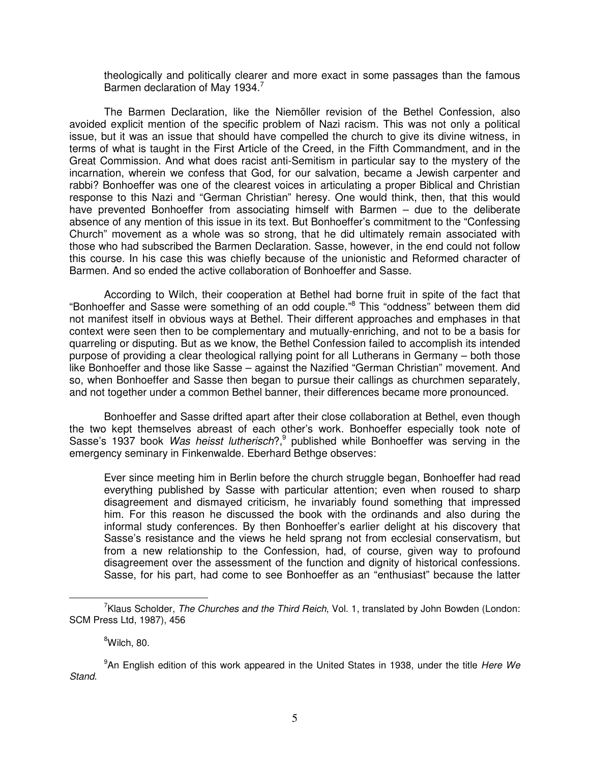> theologically and politically clearer and more exact in some passages than the famous Barmen declaration of May 1934.[7]

The Barmen Declaration, like the Niemöller revision of the Bethel Confession, also avoided explicit mention of the specific problem of Nazi racism. This was not only a political issue, but it was an issue that should have compelled the church to give its divine witness, in terms of what is taught in the First Article of the Creed, in the Fifth Commandment, and in the Great Commission. And what does racist anti-Semitism in particular say to the mystery of the incarnation, wherein we confess that God, for our salvation, became a Jewish carpenter and rabbi? Bonhoeffer was one of the clearest voices in articulating a proper Biblical and Christian response to this Nazi and "German Christian" heresy. One would think, then, that this would have prevented Bonhoeffer from associating himself with Barmen – due to the deliberate absence of any mention of this issue in its text. But Bonhoeffer's commitment to the "Confessing Church" movement as a whole was so strong, that he did ultimately remain associated with those who had subscribed the Barmen Declaration. Sasse, however, in the end could not follow this course. In his case this was chiefly because of the unionistic and Reformed character of Barmen. And so ended the active collaboration of Bonhoeffer and Sasse.

According to Wilch, their cooperation at Bethel had borne fruit in spite of the fact that "Bonhoeffer and Sasse were something of an odd couple."[8] This "oddness" between them did not manifest itself in obvious ways at Bethel. Their different approaches and emphases in that context were seen then to be complementary and mutually-enriching, and not to be a basis for quarreling or disputing. But as we know, the Bethel Confession failed to accomplish its intended purpose of providing a clear theological rallying point for all Lutherans in Germany – both those like Bonhoeffer and those like Sasse – against the Nazified "German Christian" movement. And so, when Bonhoeffer and Sasse then began to pursue their callings as churchmen separately, and not together under a common Bethel banner, their differences became more pronounced.

Bonhoeffer and Sasse drifted apart after their close collaboration at Bethel, even though the two kept themselves abreast of each other's work. Bonhoeffer especially took note of Sasse's 1937 book *Was heisst lutherisch*?,[9] published while Bonhoeffer was serving in the emergency seminary in Finkenwalde. Eberhard Bethge observes:

> Ever since meeting him in Berlin before the church struggle began, Bonhoeffer had read everything published by Sasse with particular attention; even when roused to sharp disagreement and dismayed criticism, he invariably found something that impressed him. For this reason he discussed the book with the ordinands and also during the informal study conferences. By then Bonhoeffer's earlier delight at his discovery that Sasse's resistance and the views he held sprang not from ecclesial conservatism, but from a new relationship to the Confession, had, of course, given way to profound disagreement over the assessment of the function and dignity of historical confessions. Sasse, for his part, had come to see Bonhoeffer as an "enthusiast" because the latter

---

[7] Klaus Scholder, *The Churches and the Third Reich*, Vol. 1, translated by John Bowden (London: SCM Press Ltd, 1987), 456

[8] Wilch, 80.

[9] An English edition of this work appeared in the United States in 1938, under the title *Here We Stand*.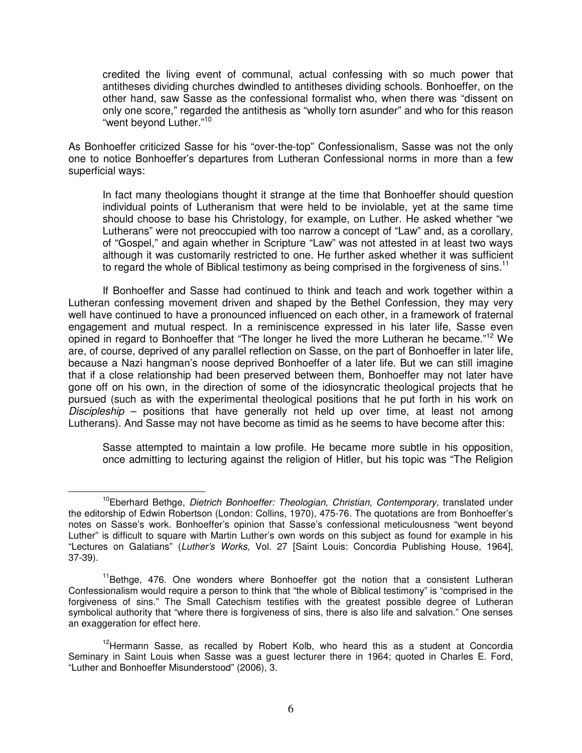> credited the living event of communal, actual confessing with so much power that antitheses dividing churches dwindled to antitheses dividing schools. Bonhoeffer, on the other hand, saw Sasse as the confessional formalist who, when there was "dissent on only one score," regarded the antithesis as "wholly torn asunder" and who for this reason "went beyond Luther."[10]

As Bonhoeffer criticized Sasse for his "over-the-top" Confessionalism, Sasse was not the only one to notice Bonhoeffer's departures from Lutheran Confessional norms in more than a few superficial ways:

> In fact many theologians thought it strange at the time that Bonhoeffer should question individual points of Lutheranism that were held to be inviolable, yet at the same time should choose to base his Christology, for example, on Luther. He asked whether "we Lutherans" were not preoccupied with too narrow a concept of "Law" and, as a corollary, of "Gospel," and again whether in Scripture "Law" was not attested in at least two ways although it was customarily restricted to one. He further asked whether it was sufficient to regard the whole of Biblical testimony as being comprised in the forgiveness of sins.[11]

If Bonhoeffer and Sasse had continued to think and teach and work together within a Lutheran confessing movement driven and shaped by the Bethel Confession, they may very well have continued to have a pronounced influenced on each other, in a framework of fraternal engagement and mutual respect. In a reminiscence expressed in his later life, Sasse even opined in regard to Bonhoeffer that "The longer he lived the more Lutheran he became."[12] We are, of course, deprived of any parallel reflection on Sasse, on the part of Bonhoeffer in later life, because a Nazi hangman's noose deprived Bonhoeffer of a later life. But we can still imagine that if a close relationship had been preserved between them, Bonhoeffer may not later have gone off on his own, in the direction of some of the idiosyncratic theological projects that he pursued (such as with the experimental theological positions that he put forth in his work on *Discipleship* – positions that have generally not held up over time, at least not among Lutherans). And Sasse may not have become as timid as he seems to have become after this:

> Sasse attempted to maintain a low profile. He became more subtle in his opposition, once admitting to lecturing against the religion of Hitler, but his topic was "The Religion

---

[10] Eberhard Bethge, *Dietrich Bonhoeffer: Theologian, Christian, Contemporary*, translated under the editorship of Edwin Robertson (London: Collins, 1970), 475-76. The quotations are from Bonhoeffer's notes on Sasse's work. Bonhoeffer's opinion that Sasse's confessional meticulousness "went beyond Luther" is difficult to square with Martin Luther's own words on this subject as found for example in his "Lectures on Galatians" (*Luther's Works*, Vol. 27 [Saint Louis: Concordia Publishing House, 1964], 37-39).

[11] Bethge, 476. One wonders where Bonhoeffer got the notion that a consistent Lutheran Confessionalism would require a person to think that "the whole of Biblical testimony" is "comprised in the forgiveness of sins." The Small Catechism testifies with the greatest possible degree of Lutheran symbolical authority that "where there is forgiveness of sins, there is also life and salvation." One senses an exaggeration for effect here.

[12] Hermann Sasse, as recalled by Robert Kolb, who heard this as a student at Concordia Seminary in Saint Louis when Sasse was a guest lecturer there in 1964; quoted in Charles E. Ford, "Luther and Bonhoeffer Misunderstood" (2006), 3.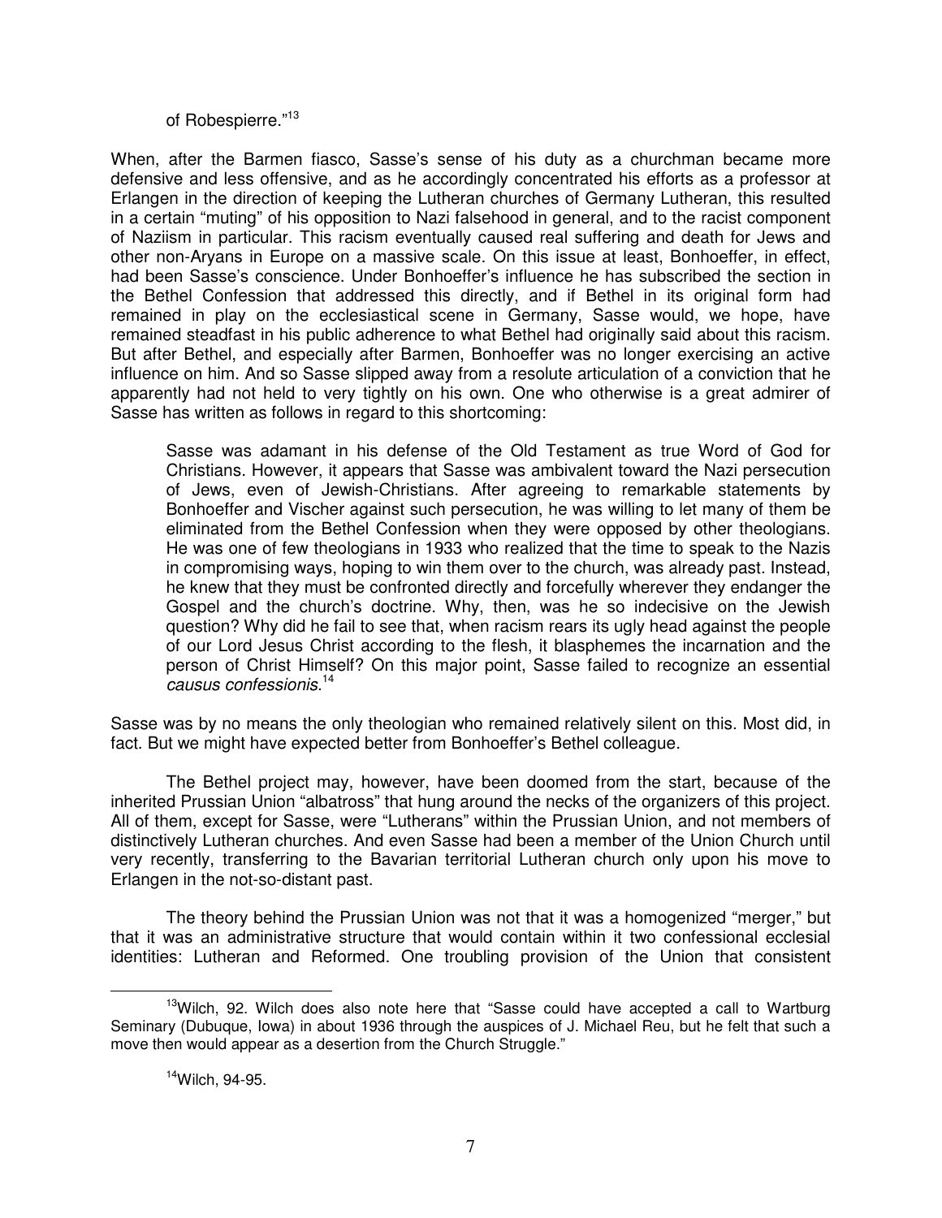of Robespierre."[13]

When, after the Barmen fiasco, Sasse's sense of his duty as a churchman became more defensive and less offensive, and as he accordingly concentrated his efforts as a professor at Erlangen in the direction of keeping the Lutheran churches of Germany Lutheran, this resulted in a certain "muting" of his opposition to Nazi falsehood in general, and to the racist component of Naziism in particular. This racism eventually caused real suffering and death for Jews and other non-Aryans in Europe on a massive scale. On this issue at least, Bonhoeffer, in effect, had been Sasse's conscience. Under Bonhoeffer's influence he has subscribed the section in the Bethel Confession that addressed this directly, and if Bethel in its original form had remained in play on the ecclesiastical scene in Germany, Sasse would, we hope, have remained steadfast in his public adherence to what Bethel had originally said about this racism. But after Bethel, and especially after Barmen, Bonhoeffer was no longer exercising an active influence on him. And so Sasse slipped away from a resolute articulation of a conviction that he apparently had not held to very tightly on his own. One who otherwise is a great admirer of Sasse has written as follows in regard to this shortcoming:

> Sasse was adamant in his defense of the Old Testament as true Word of God for Christians. However, it appears that Sasse was ambivalent toward the Nazi persecution of Jews, even of Jewish-Christians. After agreeing to remarkable statements by Bonhoeffer and Vischer against such persecution, he was willing to let many of them be eliminated from the Bethel Confession when they were opposed by other theologians. He was one of few theologians in 1933 who realized that the time to speak to the Nazis in compromising ways, hoping to win them over to the church, was already past. Instead, he knew that they must be confronted directly and forcefully wherever they endanger the Gospel and the church's doctrine. Why, then, was he so indecisive on the Jewish question? Why did he fail to see that, when racism rears its ugly head against the people of our Lord Jesus Christ according to the flesh, it blasphemes the incarnation and the person of Christ Himself? On this major point, Sasse failed to recognize an essential *causus confessionis*.[14]

Sasse was by no means the only theologian who remained relatively silent on this. Most did, in fact. But we might have expected better from Bonhoeffer's Bethel colleague.

The Bethel project may, however, have been doomed from the start, because of the inherited Prussian Union "albatross" that hung around the necks of the organizers of this project. All of them, except for Sasse, were "Lutherans" within the Prussian Union, and not members of distinctively Lutheran churches. And even Sasse had been a member of the Union Church until very recently, transferring to the Bavarian territorial Lutheran church only upon his move to Erlangen in the not-so-distant past.

The theory behind the Prussian Union was not that it was a homogenized "merger," but that it was an administrative structure that would contain within it two confessional ecclesial identities: Lutheran and Reformed. One troubling provision of the Union that consistent

---

[13] Wilch, 92. Wilch does also note here that "Sasse could have accepted a call to Wartburg Seminary (Dubuque, Iowa) in about 1936 through the auspices of J. Michael Reu, but he felt that such a move then would appear as a desertion from the Church Struggle."

[14] Wilch, 94-95.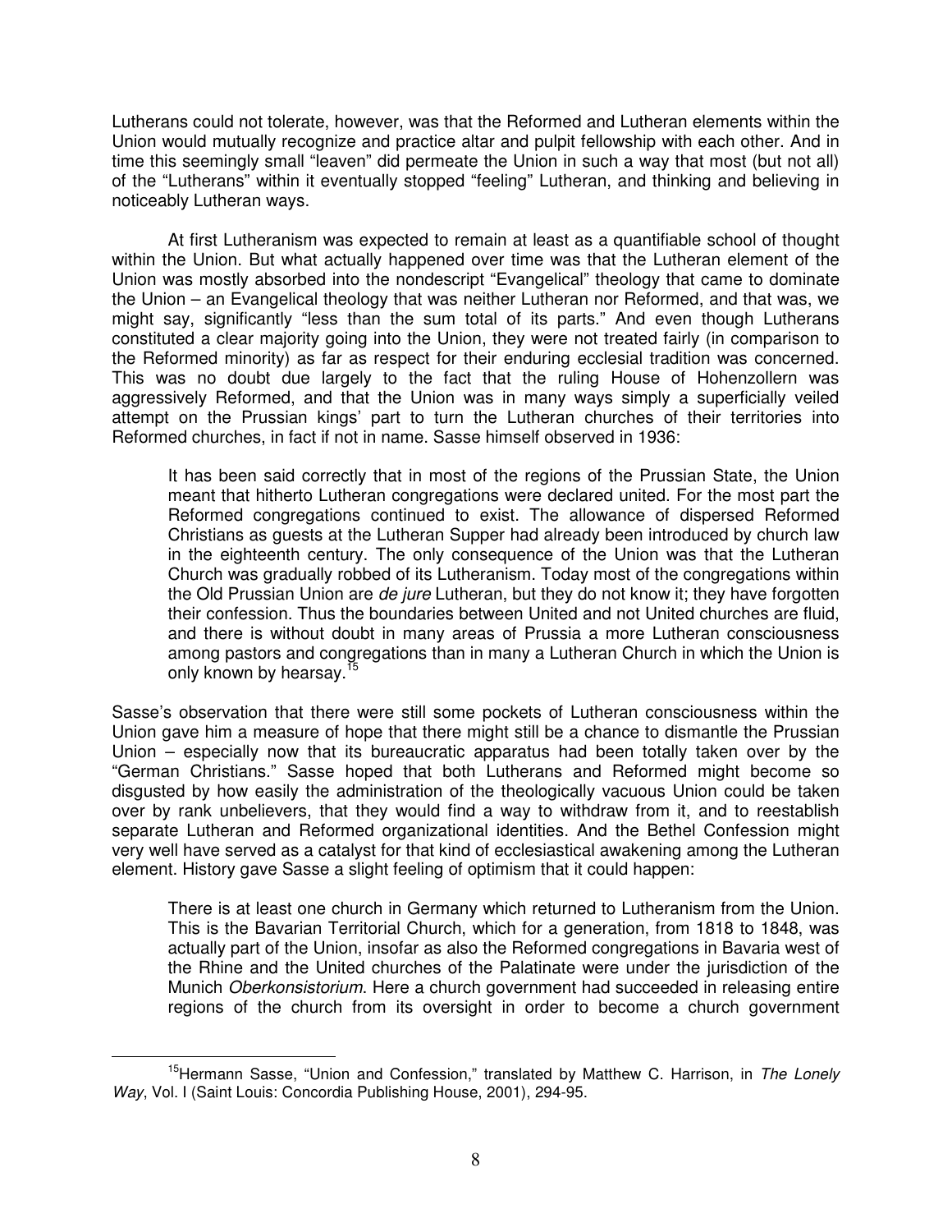Lutherans could not tolerate, however, was that the Reformed and Lutheran elements within the Union would mutually recognize and practice altar and pulpit fellowship with each other. And in time this seemingly small "leaven" did permeate the Union in such a way that most (but not all) of the "Lutherans" within it eventually stopped "feeling" Lutheran, and thinking and believing in noticeably Lutheran ways.

At first Lutheranism was expected to remain at least as a quantifiable school of thought within the Union. But what actually happened over time was that the Lutheran element of the Union was mostly absorbed into the nondescript "Evangelical" theology that came to dominate the Union – an Evangelical theology that was neither Lutheran nor Reformed, and that was, we might say, significantly "less than the sum total of its parts." And even though Lutherans constituted a clear majority going into the Union, they were not treated fairly (in comparison to the Reformed minority) as far as respect for their enduring ecclesial tradition was concerned. This was no doubt due largely to the fact that the ruling House of Hohenzollern was aggressively Reformed, and that the Union was in many ways simply a superficially veiled attempt on the Prussian kings' part to turn the Lutheran churches of their territories into Reformed churches, in fact if not in name. Sasse himself observed in 1936:

> It has been said correctly that in most of the regions of the Prussian State, the Union meant that hitherto Lutheran congregations were declared united. For the most part the Reformed congregations continued to exist. The allowance of dispersed Reformed Christians as guests at the Lutheran Supper had already been introduced by church law in the eighteenth century. The only consequence of the Union was that the Lutheran Church was gradually robbed of its Lutheranism. Today most of the congregations within the Old Prussian Union are *de jure* Lutheran, but they do not know it; they have forgotten their confession. Thus the boundaries between United and not United churches are fluid, and there is without doubt in many areas of Prussia a more Lutheran consciousness among pastors and congregations than in many a Lutheran Church in which the Union is only known by hearsay.[15]

Sasse's observation that there were still some pockets of Lutheran consciousness within the Union gave him a measure of hope that there might still be a chance to dismantle the Prussian Union – especially now that its bureaucratic apparatus had been totally taken over by the "German Christians." Sasse hoped that both Lutherans and Reformed might become so disgusted by how easily the administration of the theologically vacuous Union could be taken over by rank unbelievers, that they would find a way to withdraw from it, and to reestablish separate Lutheran and Reformed organizational identities. And the Bethel Confession might very well have served as a catalyst for that kind of ecclesiastical awakening among the Lutheran element. History gave Sasse a slight feeling of optimism that it could happen:

> There is at least one church in Germany which returned to Lutheranism from the Union. This is the Bavarian Territorial Church, which for a generation, from 1818 to 1848, was actually part of the Union, insofar as also the Reformed congregations in Bavaria west of the Rhine and the United churches of the Palatinate were under the jurisdiction of the Munich *Oberkonsistorium*. Here a church government had succeeded in releasing entire regions of the church from its oversight in order to become a church government

[15] Hermann Sasse, "Union and Confession," translated by Matthew C. Harrison, in *The Lonely Way*, Vol. I (Saint Louis: Concordia Publishing House, 2001), 294-95.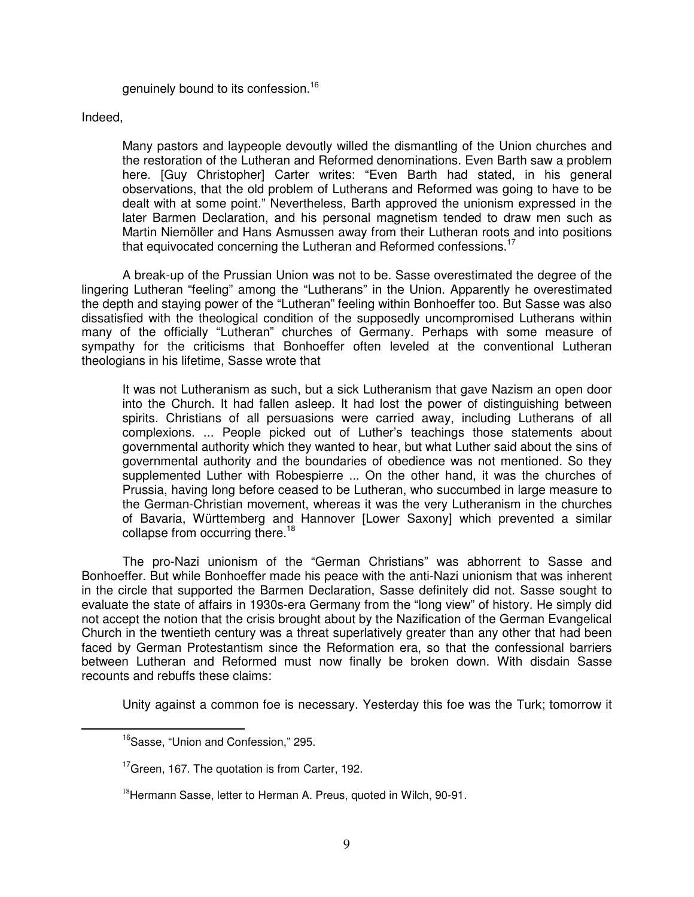genuinely bound to its confession.[16]

Indeed,

> Many pastors and laypeople devoutly willed the dismantling of the Union churches and the restoration of the Lutheran and Reformed denominations. Even Barth saw a problem here. [Guy Christopher] Carter writes: "Even Barth had stated, in his general observations, that the old problem of Lutherans and Reformed was going to have to be dealt with at some point." Nevertheless, Barth approved the unionism expressed in the later Barmen Declaration, and his personal magnetism tended to draw men such as Martin Niemöller and Hans Asmussen away from their Lutheran roots and into positions that equivocated concerning the Lutheran and Reformed confessions.[17]

A break-up of the Prussian Union was not to be. Sasse overestimated the degree of the lingering Lutheran "feeling" among the "Lutherans" in the Union. Apparently he overestimated the depth and staying power of the "Lutheran" feeling within Bonhoeffer too. But Sasse was also dissatisfied with the theological condition of the supposedly uncompromised Lutherans within many of the officially "Lutheran" churches of Germany. Perhaps with some measure of sympathy for the criticisms that Bonhoeffer often leveled at the conventional Lutheran theologians in his lifetime, Sasse wrote that

> It was not Lutheranism as such, but a sick Lutheranism that gave Nazism an open door into the Church. It had fallen asleep. It had lost the power of distinguishing between spirits. Christians of all persuasions were carried away, including Lutherans of all complexions. ... People picked out of Luther's teachings those statements about governmental authority which they wanted to hear, but what Luther said about the sins of governmental authority and the boundaries of obedience was not mentioned. So they supplemented Luther with Robespierre ... On the other hand, it was the churches of Prussia, having long before ceased to be Lutheran, who succumbed in large measure to the German-Christian movement, whereas it was the very Lutheranism in the churches of Bavaria, Württemberg and Hannover [Lower Saxony] which prevented a similar collapse from occurring there.[18]

The pro-Nazi unionism of the "German Christians" was abhorrent to Sasse and Bonhoeffer. But while Bonhoeffer made his peace with the anti-Nazi unionism that was inherent in the circle that supported the Barmen Declaration, Sasse definitely did not. Sasse sought to evaluate the state of affairs in 1930s-era Germany from the "long view" of history. He simply did not accept the notion that the crisis brought about by the Nazification of the German Evangelical Church in the twentieth century was a threat superlatively greater than any other that had been faced by German Protestantism since the Reformation era, so that the confessional barriers between Lutheran and Reformed must now finally be broken down. With disdain Sasse recounts and rebuffs these claims:

> Unity against a common foe is necessary. Yesterday this foe was the Turk; tomorrow it

---

[16] Sasse, "Union and Confession," 295.

[17] Green, 167. The quotation is from Carter, 192.

[18] Hermann Sasse, letter to Herman A. Preus, quoted in Wilch, 90-91.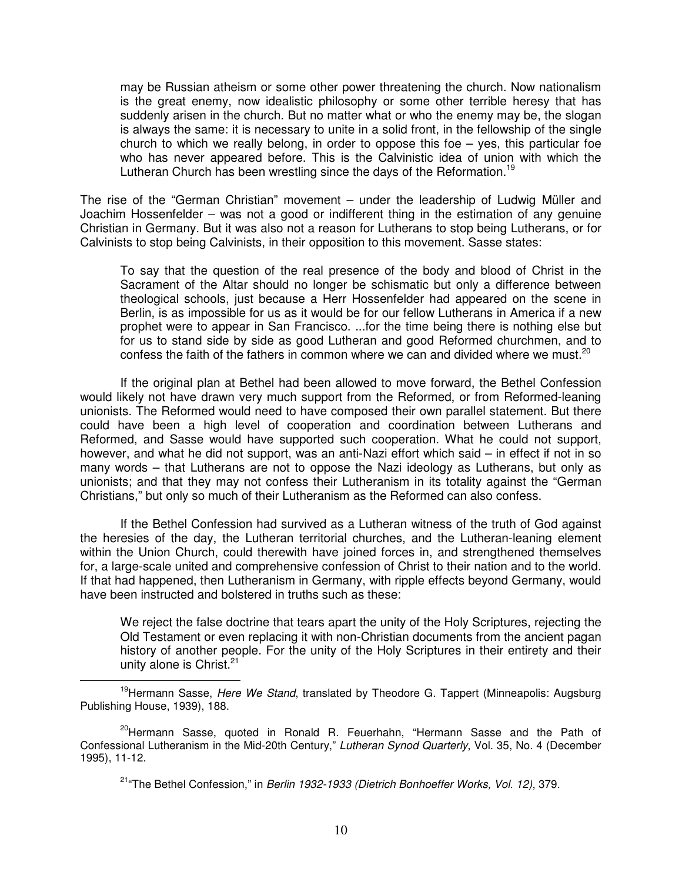> may be Russian atheism or some other power threatening the church. Now nationalism is the great enemy, now idealistic philosophy or some other terrible heresy that has suddenly arisen in the church. But no matter what or who the enemy may be, the slogan is always the same: it is necessary to unite in a solid front, in the fellowship of the single church to which we really belong, in order to oppose this foe – yes, this particular foe who has never appeared before. This is the Calvinistic idea of union with which the Lutheran Church has been wrestling since the days of the Reformation.[19]

The rise of the "German Christian" movement – under the leadership of Ludwig Müller and Joachim Hossenfelder – was not a good or indifferent thing in the estimation of any genuine Christian in Germany. But it was also not a reason for Lutherans to stop being Lutherans, or for Calvinists to stop being Calvinists, in their opposition to this movement. Sasse states:

> To say that the question of the real presence of the body and blood of Christ in the Sacrament of the Altar should no longer be schismatic but only a difference between theological schools, just because a Herr Hossenfelder had appeared on the scene in Berlin, is as impossible for us as it would be for our fellow Lutherans in America if a new prophet were to appear in San Francisco. ...for the time being there is nothing else but for us to stand side by side as good Lutheran and good Reformed churchmen, and to confess the faith of the fathers in common where we can and divided where we must.[20]

If the original plan at Bethel had been allowed to move forward, the Bethel Confession would likely not have drawn very much support from the Reformed, or from Reformed-leaning unionists. The Reformed would need to have composed their own parallel statement. But there could have been a high level of cooperation and coordination between Lutherans and Reformed, and Sasse would have supported such cooperation. What he could not support, however, and what he did not support, was an anti-Nazi effort which said – in effect if not in so many words – that Lutherans are not to oppose the Nazi ideology as Lutherans, but only as unionists; and that they may not confess their Lutheranism in its totality against the "German Christians," but only so much of their Lutheranism as the Reformed can also confess.

If the Bethel Confession had survived as a Lutheran witness of the truth of God against the heresies of the day, the Lutheran territorial churches, and the Lutheran-leaning element within the Union Church, could therewith have joined forces in, and strengthened themselves for, a large-scale united and comprehensive confession of Christ to their nation and to the world. If that had happened, then Lutheranism in Germany, with ripple effects beyond Germany, would have been instructed and bolstered in truths such as these:

> We reject the false doctrine that tears apart the unity of the Holy Scriptures, rejecting the Old Testament or even replacing it with non-Christian documents from the ancient pagan history of another people. For the unity of the Holy Scriptures in their entirety and their unity alone is Christ.[21]

---

[19] Hermann Sasse, *Here We Stand*, translated by Theodore G. Tappert (Minneapolis: Augsburg Publishing House, 1939), 188.

[20] Hermann Sasse, quoted in Ronald R. Feuerhahn, "Hermann Sasse and the Path of Confessional Lutheranism in the Mid-20th Century," *Lutheran Synod Quarterly*, Vol. 35, No. 4 (December 1995), 11-12.

[21] "The Bethel Confession," in *Berlin 1932-1933 (Dietrich Bonhoeffer Works, Vol. 12)*, 379.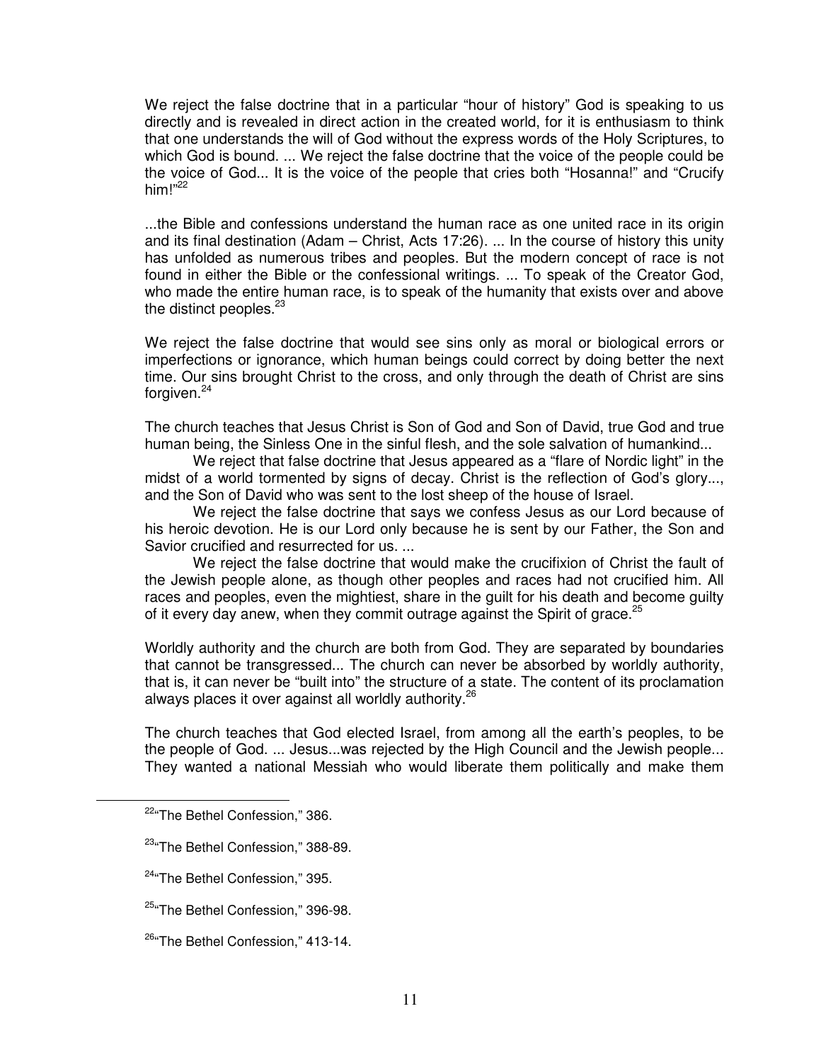We reject the false doctrine that in a particular "hour of history" God is speaking to us directly and is revealed in direct action in the created world, for it is enthusiasm to think that one understands the will of God without the express words of the Holy Scriptures, to which God is bound. ... We reject the false doctrine that the voice of the people could be the voice of God... It is the voice of the people that cries both "Hosanna!" and "Crucify him!"[22]

...the Bible and confessions understand the human race as one united race in its origin and its final destination (Adam – Christ, Acts 17:26). ... In the course of history this unity has unfolded as numerous tribes and peoples. But the modern concept of race is not found in either the Bible or the confessional writings. ... To speak of the Creator God, who made the entire human race, is to speak of the humanity that exists over and above the distinct peoples.[23]

We reject the false doctrine that would see sins only as moral or biological errors or imperfections or ignorance, which human beings could correct by doing better the next time. Our sins brought Christ to the cross, and only through the death of Christ are sins forgiven.[24]

The church teaches that Jesus Christ is Son of God and Son of David, true God and true human being, the Sinless One in the sinful flesh, and the sole salvation of humankind...

We reject that false doctrine that Jesus appeared as a "flare of Nordic light" in the midst of a world tormented by signs of decay. Christ is the reflection of God's glory..., and the Son of David who was sent to the lost sheep of the house of Israel.

We reject the false doctrine that says we confess Jesus as our Lord because of his heroic devotion. He is our Lord only because he is sent by our Father, the Son and Savior crucified and resurrected for us. ...

We reject the false doctrine that would make the crucifixion of Christ the fault of the Jewish people alone, as though other peoples and races had not crucified him. All races and peoples, even the mightiest, share in the guilt for his death and become guilty of it every day anew, when they commit outrage against the Spirit of grace.[25]

Worldly authority and the church are both from God. They are separated by boundaries that cannot be transgressed... The church can never be absorbed by worldly authority, that is, it can never be "built into" the structure of a state. The content of its proclamation always places it over against all worldly authority.[26]

The church teaches that God elected Israel, from among all the earth's peoples, to be the people of God. ... Jesus...was rejected by the High Council and the Jewish people... They wanted a national Messiah who would liberate them politically and make them

[22] "The Bethel Confession," 386.

[23] "The Bethel Confession," 388-89.

[24] "The Bethel Confession," 395.

[25] "The Bethel Confession," 396-98.

[26] "The Bethel Confession," 413-14.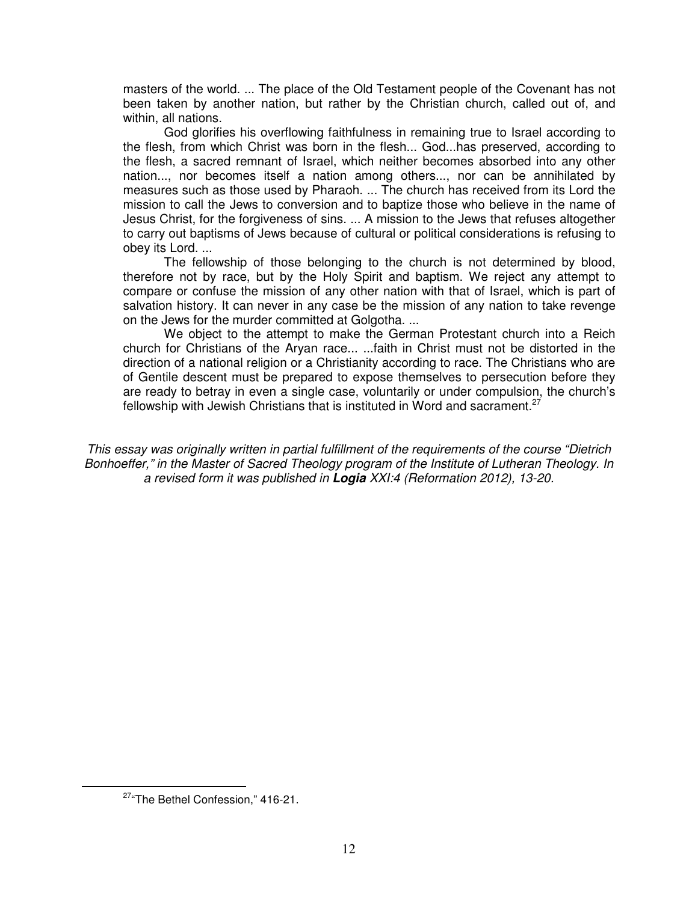masters of the world. ... The place of the Old Testament people of the Covenant has not been taken by another nation, but rather by the Christian church, called out of, and within, all nations.

God glorifies his overflowing faithfulness in remaining true to Israel according to the flesh, from which Christ was born in the flesh... God...has preserved, according to the flesh, a sacred remnant of Israel, which neither becomes absorbed into any other nation..., nor becomes itself a nation among others..., nor can be annihilated by measures such as those used by Pharaoh. ... The church has received from its Lord the mission to call the Jews to conversion and to baptize those who believe in the name of Jesus Christ, for the forgiveness of sins. ... A mission to the Jews that refuses altogether to carry out baptisms of Jews because of cultural or political considerations is refusing to obey its Lord. ...

The fellowship of those belonging to the church is not determined by blood, therefore not by race, but by the Holy Spirit and baptism. We reject any attempt to compare or confuse the mission of any other nation with that of Israel, which is part of salvation history. It can never in any case be the mission of any nation to take revenge on the Jews for the murder committed at Golgotha. ...

We object to the attempt to make the German Protestant church into a Reich church for Christians of the Aryan race... ...faith in Christ must not be distorted in the direction of a national religion or a Christianity according to race. The Christians who are of Gentile descent must be prepared to expose themselves to persecution before they are ready to betray in even a single case, voluntarily or under compulsion, the church's fellowship with Jewish Christians that is instituted in Word and sacrament.[27]

*This essay was originally written in partial fulfillment of the requirements of the course "Dietrich Bonhoeffer," in the Master of Sacred Theology program of the Institute of Lutheran Theology. In a revised form it was published in **Logia** XXI:4 (Reformation 2012), 13-20.*

[27] "The Bethel Confession," 416-21.